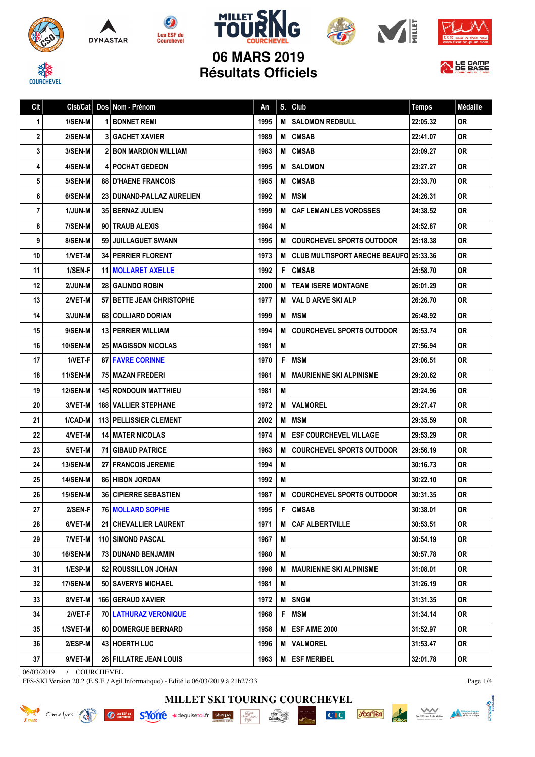# MILLET SKI TOURING COURCHEVEL

## 06 MARS 2019
## Résultats Officiels

| Clt | Clst/Cat | Dos | Nom - Prénom | An | S. | Club | Temps | Médaille |
|---|---|---|---|---|---|---|---|---|
| 1 | 1/SEN-M | 1 | BONNET REMI | 1995 | M | SALOMON REDBULL | 22:05.32 | OR |
| 2 | 2/SEN-M | 3 | GACHET XAVIER | 1989 | M | CMSAB | 22:41.07 | OR |
| 3 | 3/SEN-M | 2 | BON MARDION WILLIAM | 1983 | M | CMSAB | 23:09.27 | OR |
| 4 | 4/SEN-M | 4 | POCHAT GEDEON | 1995 | M | SALOMON | 23:27.27 | OR |
| 5 | 5/SEN-M | 88 | D'HAENE FRANCOIS | 1985 | M | CMSAB | 23:33.70 | OR |
| 6 | 6/SEN-M | 23 | DUNAND-PALLAZ AURELIEN | 1992 | M | MSM | 24:26.31 | OR |
| 7 | 1/JUN-M | 35 | BERNAZ JULIEN | 1999 | M | CAF LEMAN LES VOROSSES | 24:38.52 | OR |
| 8 | 7/SEN-M | 90 | TRAUB ALEXIS | 1984 | M | | 24:52.87 | OR |
| 9 | 8/SEN-M | 59 | JUILLAGUET SWANN | 1995 | M | COURCHEVEL SPORTS OUTDOOR | 25:18.38 | OR |
| 10 | 1/VET-M | 34 | PERRIER FLORENT | 1973 | M | CLUB MULTISPORT ARECHE BEAUFO | 25:33.36 | OR |
| 11 | 1/SEN-F | 11 | MOLLARET AXELLE | 1992 | F | CMSAB | 25:58.70 | OR |
| 12 | 2/JUN-M | 28 | GALINDO ROBIN | 2000 | M | TEAM ISERE MONTAGNE | 26:01.29 | OR |
| 13 | 2/VET-M | 57 | BETTE JEAN CHRISTOPHE | 1977 | M | VAL D ARVE SKI ALP | 26:26.70 | OR |
| 14 | 3/JUN-M | 68 | COLLIARD DORIAN | 1999 | M | MSM | 26:48.92 | OR |
| 15 | 9/SEN-M | 13 | PERRIER WILLIAM | 1994 | M | COURCHEVEL SPORTS OUTDOOR | 26:53.74 | OR |
| 16 | 10/SEN-M | 25 | MAGISSON NICOLAS | 1981 | M | | 27:56.94 | OR |
| 17 | 1/VET-F | 87 | FAVRE CORINNE | 1970 | F | MSM | 29:06.51 | OR |
| 18 | 11/SEN-M | 75 | MAZAN FREDERI | 1981 | M | MAURIENNE SKI ALPINISME | 29:20.62 | OR |
| 19 | 12/SEN-M | 145 | RONDOUIN MATTHIEU | 1981 | M | | 29:24.96 | OR |
| 20 | 3/VET-M | 188 | VALLIER STEPHANE | 1972 | M | VALMOREL | 29:27.47 | OR |
| 21 | 1/CAD-M | 113 | PELLISSIER CLEMENT | 2002 | M | MSM | 29:35.59 | OR |
| 22 | 4/VET-M | 14 | MATER NICOLAS | 1974 | M | ESF COURCHEVEL VILLAGE | 29:53.29 | OR |
| 23 | 5/VET-M | 71 | GIBAUD PATRICE | 1963 | M | COURCHEVEL SPORTS OUTDOOR | 29:56.19 | OR |
| 24 | 13/SEN-M | 27 | FRANCOIS JEREMIE | 1994 | M | | 30:16.73 | OR |
| 25 | 14/SEN-M | 86 | HIBON JORDAN | 1992 | M | | 30:22.10 | OR |
| 26 | 15/SEN-M | 36 | CIPIERRE SEBASTIEN | 1987 | M | COURCHEVEL SPORTS OUTDOOR | 30:31.35 | OR |
| 27 | 2/SEN-F | 76 | MOLLARD SOPHIE | 1995 | F | CMSAB | 30:38.01 | OR |
| 28 | 6/VET-M | 21 | CHEVALLIER LAURENT | 1971 | M | CAF ALBERTVILLE | 30:53.51 | OR |
| 29 | 7/VET-M | 110 | SIMOND PASCAL | 1967 | M | | 30:54.19 | OR |
| 30 | 16/SEN-M | 73 | DUNAND BENJAMIN | 1980 | M | | 30:57.78 | OR |
| 31 | 1/ESP-M | 52 | ROUSSILLON JOHAN | 1998 | M | MAURIENNE SKI ALPINISME | 31:08.01 | OR |
| 32 | 17/SEN-M | 50 | SAVERYS MICHAEL | 1981 | M | | 31:26.19 | OR |
| 33 | 8/VET-M | 166 | GERAUD XAVIER | 1972 | M | SNGM | 31:31.35 | OR |
| 34 | 2/VET-F | 70 | LATHURAZ VERONIQUE | 1968 | F | MSM | 31:34.14 | OR |
| 35 | 1/SVET-M | 60 | DOMERGUE BERNARD | 1958 | M | ESF AIME 2000 | 31:52.97 | OR |
| 36 | 2/ESP-M | 43 | HOERTH LUC | 1996 | M | VALMOREL | 31:53.47 | OR |
| 37 | 9/VET-M | 26 | FILLATRE JEAN LOUIS | 1963 | M | ESF MERIBEL | 32:01.78 | OR |

06/03/2019 / COURCHEVEL

FFS-SKI Version 20.2 (E.S.F. / Agil Informatique) - Edité le 06/03/2019 à 21h27:33

MILLET SKI TOURING COURCHEVEL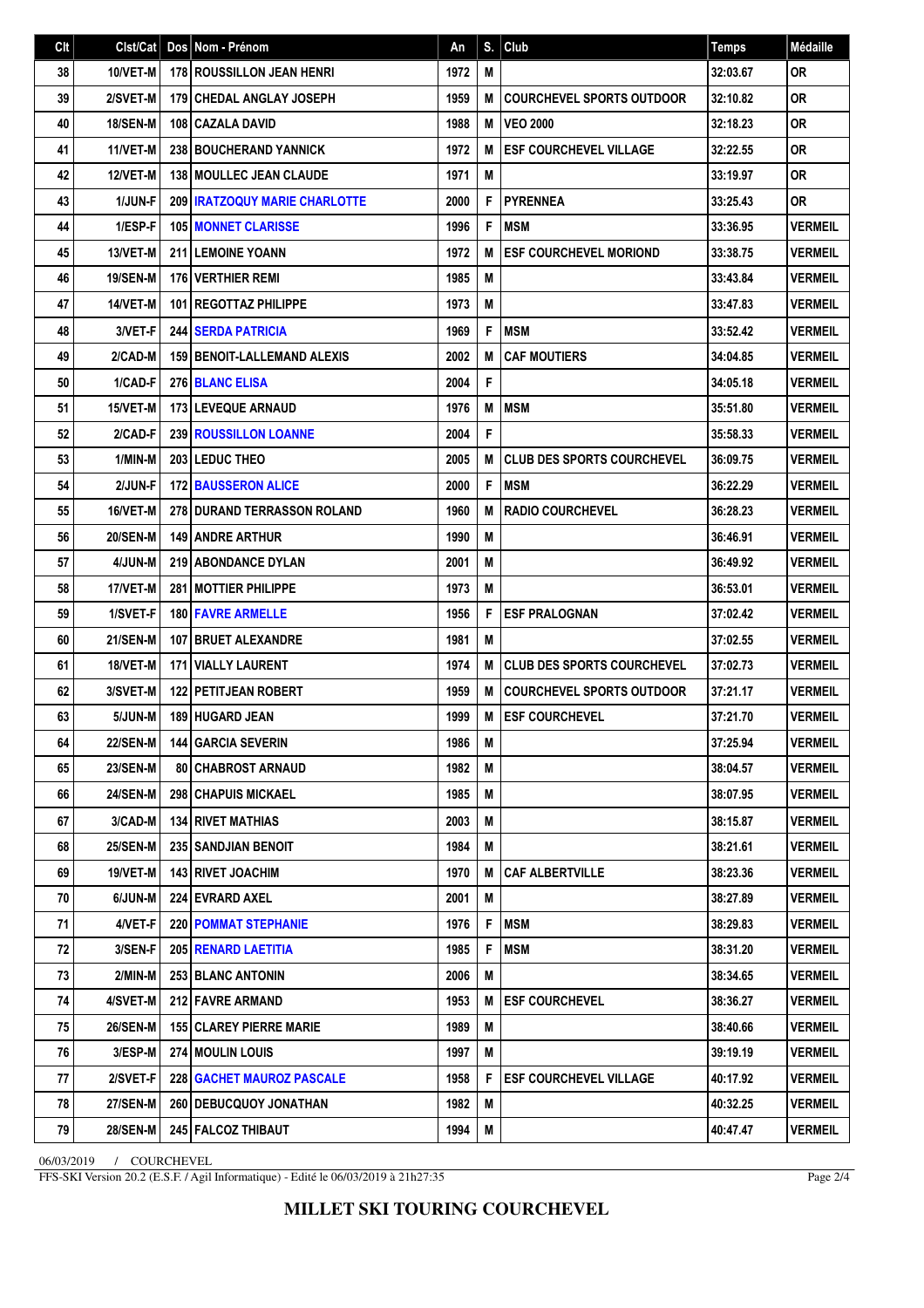| Clt | Clst/Cat | Dos | Nom - Prénom | An | S. | Club | Temps | Médaille |
|---|---|---|---|---|---|---|---|---|
| 38 | 10/VET-M | 178 | ROUSSILLON JEAN HENRI | 1972 | M | | 32:03.67 | OR |
| 39 | 2/SVET-M | 179 | CHEDAL ANGLAY JOSEPH | 1959 | M | COURCHEVEL SPORTS OUTDOOR | 32:10.82 | OR |
| 40 | 18/SEN-M | 108 | CAZALA DAVID | 1988 | M | VEO 2000 | 32:18.23 | OR |
| 41 | 11/VET-M | 238 | BOUCHERAND YANNICK | 1972 | M | ESF COURCHEVEL VILLAGE | 32:22.55 | OR |
| 42 | 12/VET-M | 138 | MOULLEC JEAN CLAUDE | 1971 | M | | 33:19.97 | OR |
| 43 | 1/JUN-F | 209 | IRATZOQUY MARIE CHARLOTTE | 2000 | F | PYRENNEA | 33:25.43 | OR |
| 44 | 1/ESP-F | 105 | MONNET CLARISSE | 1996 | F | MSM | 33:36.95 | VERMEIL |
| 45 | 13/VET-M | 211 | LEMOINE YOANN | 1972 | M | ESF COURCHEVEL MORIOND | 33:38.75 | VERMEIL |
| 46 | 19/SEN-M | 176 | VERTHIER REMI | 1985 | M | | 33:43.84 | VERMEIL |
| 47 | 14/VET-M | 101 | REGOTTAZ PHILIPPE | 1973 | M | | 33:47.83 | VERMEIL |
| 48 | 3/VET-F | 244 | SERDA PATRICIA | 1969 | F | MSM | 33:52.42 | VERMEIL |
| 49 | 2/CAD-M | 159 | BENOIT-LALLEMAND ALEXIS | 2002 | M | CAF MOUTIERS | 34:04.85 | VERMEIL |
| 50 | 1/CAD-F | 276 | BLANC ELISA | 2004 | F | | 34:05.18 | VERMEIL |
| 51 | 15/VET-M | 173 | LEVEQUE ARNAUD | 1976 | M | MSM | 35:51.80 | VERMEIL |
| 52 | 2/CAD-F | 239 | ROUSSILLON LOANNE | 2004 | F | | 35:58.33 | VERMEIL |
| 53 | 1/MIN-M | 203 | LEDUC THEO | 2005 | M | CLUB DES SPORTS COURCHEVEL | 36:09.75 | VERMEIL |
| 54 | 2/JUN-F | 172 | BAUSSERON ALICE | 2000 | F | MSM | 36:22.29 | VERMEIL |
| 55 | 16/VET-M | 278 | DURAND TERRASSON ROLAND | 1960 | M | RADIO COURCHEVEL | 36:28.23 | VERMEIL |
| 56 | 20/SEN-M | 149 | ANDRE ARTHUR | 1990 | M | | 36:46.91 | VERMEIL |
| 57 | 4/JUN-M | 219 | ABONDANCE DYLAN | 2001 | M | | 36:49.92 | VERMEIL |
| 58 | 17/VET-M | 281 | MOTTIER PHILIPPE | 1973 | M | | 36:53.01 | VERMEIL |
| 59 | 1/SVET-F | 180 | FAVRE ARMELLE | 1956 | F | ESF PRALOGNAN | 37:02.42 | VERMEIL |
| 60 | 21/SEN-M | 107 | BRUET ALEXANDRE | 1981 | M | | 37:02.55 | VERMEIL |
| 61 | 18/VET-M | 171 | VIALLY LAURENT | 1974 | M | CLUB DES SPORTS COURCHEVEL | 37:02.73 | VERMEIL |
| 62 | 3/SVET-M | 122 | PETITJEAN ROBERT | 1959 | M | COURCHEVEL SPORTS OUTDOOR | 37:21.17 | VERMEIL |
| 63 | 5/JUN-M | 189 | HUGARD JEAN | 1999 | M | ESF COURCHEVEL | 37:21.70 | VERMEIL |
| 64 | 22/SEN-M | 144 | GARCIA SEVERIN | 1986 | M | | 37:25.94 | VERMEIL |
| 65 | 23/SEN-M | 80 | CHABROST ARNAUD | 1982 | M | | 38:04.57 | VERMEIL |
| 66 | 24/SEN-M | 298 | CHAPUIS MICKAEL | 1985 | M | | 38:07.95 | VERMEIL |
| 67 | 3/CAD-M | 134 | RIVET MATHIAS | 2003 | M | | 38:15.87 | VERMEIL |
| 68 | 25/SEN-M | 235 | SANDJIAN BENOIT | 1984 | M | | 38:21.61 | VERMEIL |
| 69 | 19/VET-M | 143 | RIVET JOACHIM | 1970 | M | CAF ALBERTVILLE | 38:23.36 | VERMEIL |
| 70 | 6/JUN-M | 224 | EVRARD AXEL | 2001 | M | | 38:27.89 | VERMEIL |
| 71 | 4/VET-F | 220 | POMMAT STEPHANIE | 1976 | F | MSM | 38:29.83 | VERMEIL |
| 72 | 3/SEN-F | 205 | RENARD LAETITIA | 1985 | F | MSM | 38:31.20 | VERMEIL |
| 73 | 2/MIN-M | 253 | BLANC ANTONIN | 2006 | M | | 38:34.65 | VERMEIL |
| 74 | 4/SVET-M | 212 | FAVRE ARMAND | 1953 | M | ESF COURCHEVEL | 38:36.27 | VERMEIL |
| 75 | 26/SEN-M | 155 | CLAREY PIERRE MARIE | 1989 | M | | 38:40.66 | VERMEIL |
| 76 | 3/ESP-M | 274 | MOULIN LOUIS | 1997 | M | | 39:19.19 | VERMEIL |
| 77 | 2/SVET-F | 228 | GACHET MAUROZ PASCALE | 1958 | F | ESF COURCHEVEL VILLAGE | 40:17.92 | VERMEIL |
| 78 | 27/SEN-M | 260 | DEBUCQUOY JONATHAN | 1982 | M | | 40:32.25 | VERMEIL |
| 79 | 28/SEN-M | 245 | FALCOZ THIBAUT | 1994 | M | | 40:47.47 | VERMEIL |

06/03/2019 / COURCHEVEL

FFS-SKI Version 20.2 (E.S.F. / Agil Informatique) - Edité le 06/03/2019 à 21h27:35

**MILLET SKI TOURING COURCHEVEL**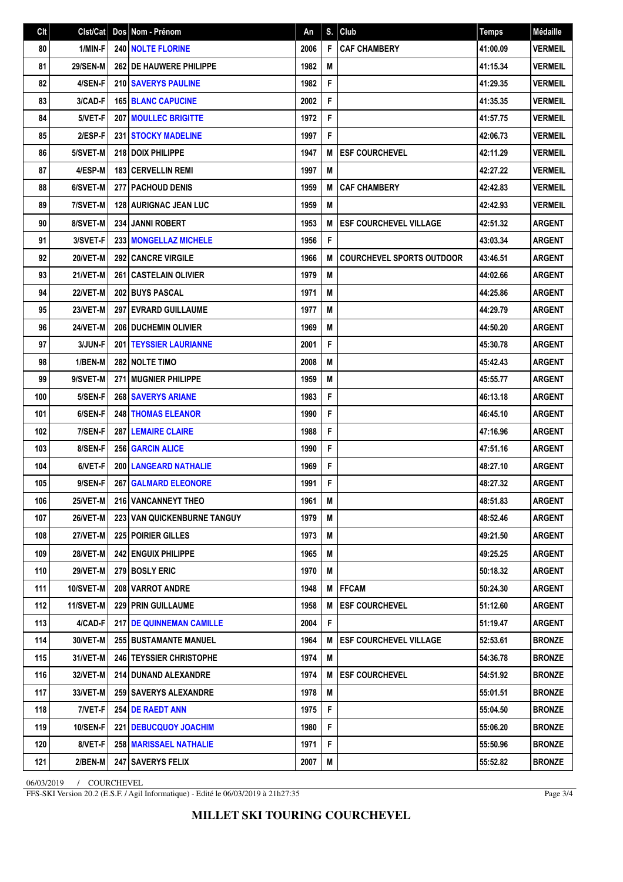| Clt | Clst/Cat | Dos | Nom - Prénom | An | S. | Club | Temps | Médaille |
|---|---|---|---|---|---|---|---|---|
| 80 | 1/MIN-F | 240 | NOLTE FLORINE | 2006 | F | CAF CHAMBERY | 41:00.09 | VERMEIL |
| 81 | 29/SEN-M | 262 | DE HAUWERE PHILIPPE | 1982 | M | | 41:15.34 | VERMEIL |
| 82 | 4/SEN-F | 210 | SAVERYS PAULINE | 1982 | F | | 41:29.35 | VERMEIL |
| 83 | 3/CAD-F | 165 | BLANC CAPUCINE | 2002 | F | | 41:35.35 | VERMEIL |
| 84 | 5/VET-F | 207 | MOULLEC BRIGITTE | 1972 | F | | 41:57.75 | VERMEIL |
| 85 | 2/ESP-F | 231 | STOCKY MADELINE | 1997 | F | | 42:06.73 | VERMEIL |
| 86 | 5/SVET-M | 218 | DOIX PHILIPPE | 1947 | M | ESF COURCHEVEL | 42:11.29 | VERMEIL |
| 87 | 4/ESP-M | 183 | CERVELLIN REMI | 1997 | M | | 42:27.22 | VERMEIL |
| 88 | 6/SVET-M | 277 | PACHOUD DENIS | 1959 | M | CAF CHAMBERY | 42:42.83 | VERMEIL |
| 89 | 7/SVET-M | 128 | AURIGNAC JEAN LUC | 1959 | M | | 42:42.93 | VERMEIL |
| 90 | 8/SVET-M | 234 | JANNI ROBERT | 1953 | M | ESF COURCHEVEL VILLAGE | 42:51.32 | ARGENT |
| 91 | 3/SVET-F | 233 | MONGELLAZ MICHELE | 1956 | F | | 43:03.34 | ARGENT |
| 92 | 20/VET-M | 292 | CANCRE VIRGILE | 1966 | M | COURCHEVEL SPORTS OUTDOOR | 43:46.51 | ARGENT |
| 93 | 21/VET-M | 261 | CASTELAIN OLIVIER | 1979 | M | | 44:02.66 | ARGENT |
| 94 | 22/VET-M | 202 | BUYS PASCAL | 1971 | M | | 44:25.86 | ARGENT |
| 95 | 23/VET-M | 297 | EVRARD GUILLAUME | 1977 | M | | 44:29.79 | ARGENT |
| 96 | 24/VET-M | 206 | DUCHEMIN OLIVIER | 1969 | M | | 44:50.20 | ARGENT |
| 97 | 3/JUN-F | 201 | TEYSSIER LAURIANNE | 2001 | F | | 45:30.78 | ARGENT |
| 98 | 1/BEN-M | 282 | NOLTE TIMO | 2008 | M | | 45:42.43 | ARGENT |
| 99 | 9/SVET-M | 271 | MUGNIER PHILIPPE | 1959 | M | | 45:55.77 | ARGENT |
| 100 | 5/SEN-F | 268 | SAVERYS ARIANE | 1983 | F | | 46:13.18 | ARGENT |
| 101 | 6/SEN-F | 248 | THOMAS ELEANOR | 1990 | F | | 46:45.10 | ARGENT |
| 102 | 7/SEN-F | 287 | LEMAIRE CLAIRE | 1988 | F | | 47:16.96 | ARGENT |
| 103 | 8/SEN-F | 256 | GARCIN ALICE | 1990 | F | | 47:51.16 | ARGENT |
| 104 | 6/VET-F | 200 | LANGEARD NATHALIE | 1969 | F | | 48:27.10 | ARGENT |
| 105 | 9/SEN-F | 267 | GALMARD ELEONORE | 1991 | F | | 48:27.32 | ARGENT |
| 106 | 25/VET-M | 216 | VANCANNEYT THEO | 1961 | M | | 48:51.83 | ARGENT |
| 107 | 26/VET-M | 223 | VAN QUICKENBURNE TANGUY | 1979 | M | | 48:52.46 | ARGENT |
| 108 | 27/VET-M | 225 | POIRIER GILLES | 1973 | M | | 49:21.50 | ARGENT |
| 109 | 28/VET-M | 242 | ENGUIX PHILIPPE | 1965 | M | | 49:25.25 | ARGENT |
| 110 | 29/VET-M | 279 | BOSLY ERIC | 1970 | M | | 50:18.32 | ARGENT |
| 111 | 10/SVET-M | 208 | VARROT ANDRE | 1948 | M | FFCAM | 50:24.30 | ARGENT |
| 112 | 11/SVET-M | 229 | PRIN GUILLAUME | 1958 | M | ESF COURCHEVEL | 51:12.60 | ARGENT |
| 113 | 4/CAD-F | 217 | DE QUINNEMAN CAMILLE | 2004 | F | | 51:19.47 | ARGENT |
| 114 | 30/VET-M | 255 | BUSTAMANTE MANUEL | 1964 | M | ESF COURCHEVEL VILLAGE | 52:53.61 | BRONZE |
| 115 | 31/VET-M | 246 | TEYSSIER CHRISTOPHE | 1974 | M | | 54:36.78 | BRONZE |
| 116 | 32/VET-M | 214 | DUNAND ALEXANDRE | 1974 | M | ESF COURCHEVEL | 54:51.92 | BRONZE |
| 117 | 33/VET-M | 259 | SAVERYS ALEXANDRE | 1978 | M | | 55:01.51 | BRONZE |
| 118 | 7/VET-F | 254 | DE RAEDT ANN | 1975 | F | | 55:04.50 | BRONZE |
| 119 | 10/SEN-F | 221 | DEBUCQUOY JOACHIM | 1980 | F | | 55:06.20 | BRONZE |
| 120 | 8/VET-F | 258 | MARISSAEL NATHALIE | 1971 | F | | 55:50.96 | BRONZE |
| 121 | 2/BEN-M | 247 | SAVERYS FELIX | 2007 | M | | 55:52.82 | BRONZE |

06/03/2019 / COURCHEVEL

FFS-SKI Version 20.2 (E.S.F. / Agil Informatique) - Edité le 06/03/2019 à 21h27:35

**MILLET SKI TOURING COURCHEVEL**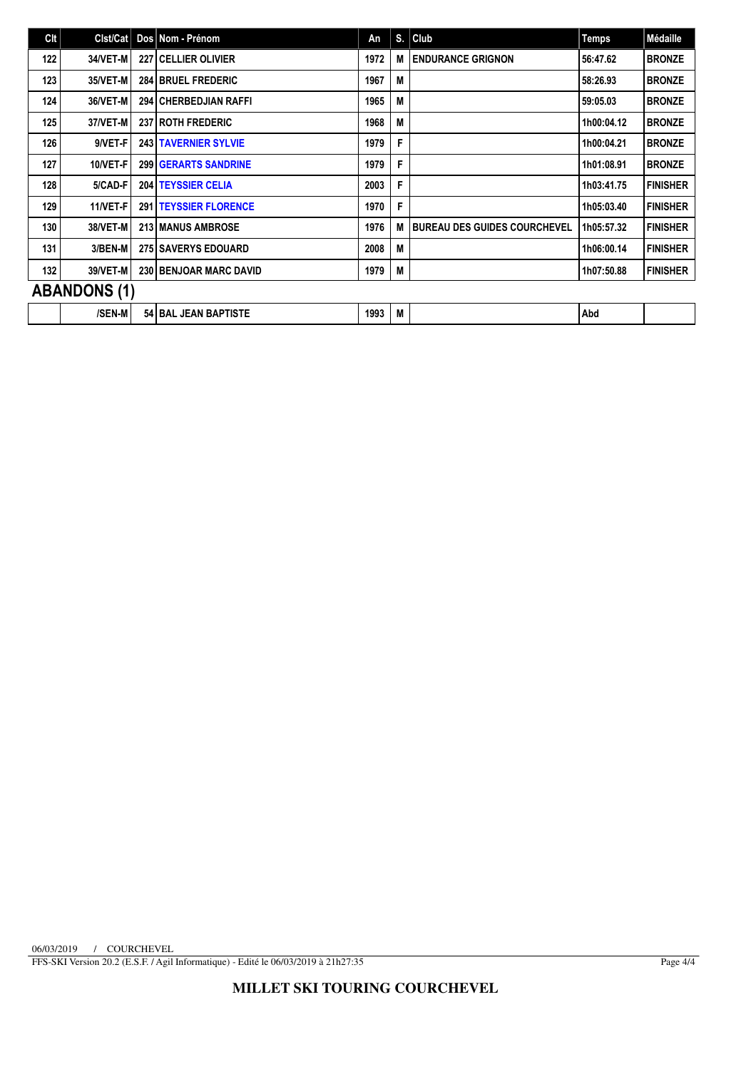| Clt | Clst/Cat | Dos | Nom - Prénom | An | S. | Club | Temps | Médaille |
|---|---|---|---|---|---|---|---|---|
| 122 | 34/VET-M | 227 | CELLIER OLIVIER | 1972 | M | ENDURANCE GRIGNON | 56:47.62 | BRONZE |
| 123 | 35/VET-M | 284 | BRUEL FREDERIC | 1967 | M | | 58:26.93 | BRONZE |
| 124 | 36/VET-M | 294 | CHERBEDJIAN RAFFI | 1965 | M | | 59:05.03 | BRONZE |
| 125 | 37/VET-M | 237 | ROTH FREDERIC | 1968 | M | | 1h00:04.12 | BRONZE |
| 126 | 9/VET-F | 243 | TAVERNIER SYLVIE | 1979 | F | | 1h00:04.21 | BRONZE |
| 127 | 10/VET-F | 299 | GERARTS SANDRINE | 1979 | F | | 1h01:08.91 | BRONZE |
| 128 | 5/CAD-F | 204 | TEYSSIER CELIA | 2003 | F | | 1h03:41.75 | FINISHER |
| 129 | 11/VET-F | 291 | TEYSSIER FLORENCE | 1970 | F | | 1h05:03.40 | FINISHER |
| 130 | 38/VET-M | 213 | MANUS AMBROSE | 1976 | M | BUREAU DES GUIDES COURCHEVEL | 1h05:57.32 | FINISHER |
| 131 | 3/BEN-M | 275 | SAVERYS EDOUARD | 2008 | M | | 1h06:00.14 | FINISHER |
| 132 | 39/VET-M | 230 | BENJOAR MARC DAVID | 1979 | M | | 1h07:50.88 | FINISHER |

## ABANDONS (1)

| Clt | Clst/Cat | Dos | Nom - Prénom | An | S. | Club | Temps | Médaille |
|---|---|---|---|---|---|---|---|---|
| | /SEN-M | 54 | BAL JEAN BAPTISTE | 1993 | M | | Abd | |

06/03/2019 / COURCHEVEL

FFS-SKI Version 20.2 (E.S.F. / Agil Informatique) - Edité le 06/03/2019 à 21h27:35

**MILLET SKI TOURING COURCHEVEL**